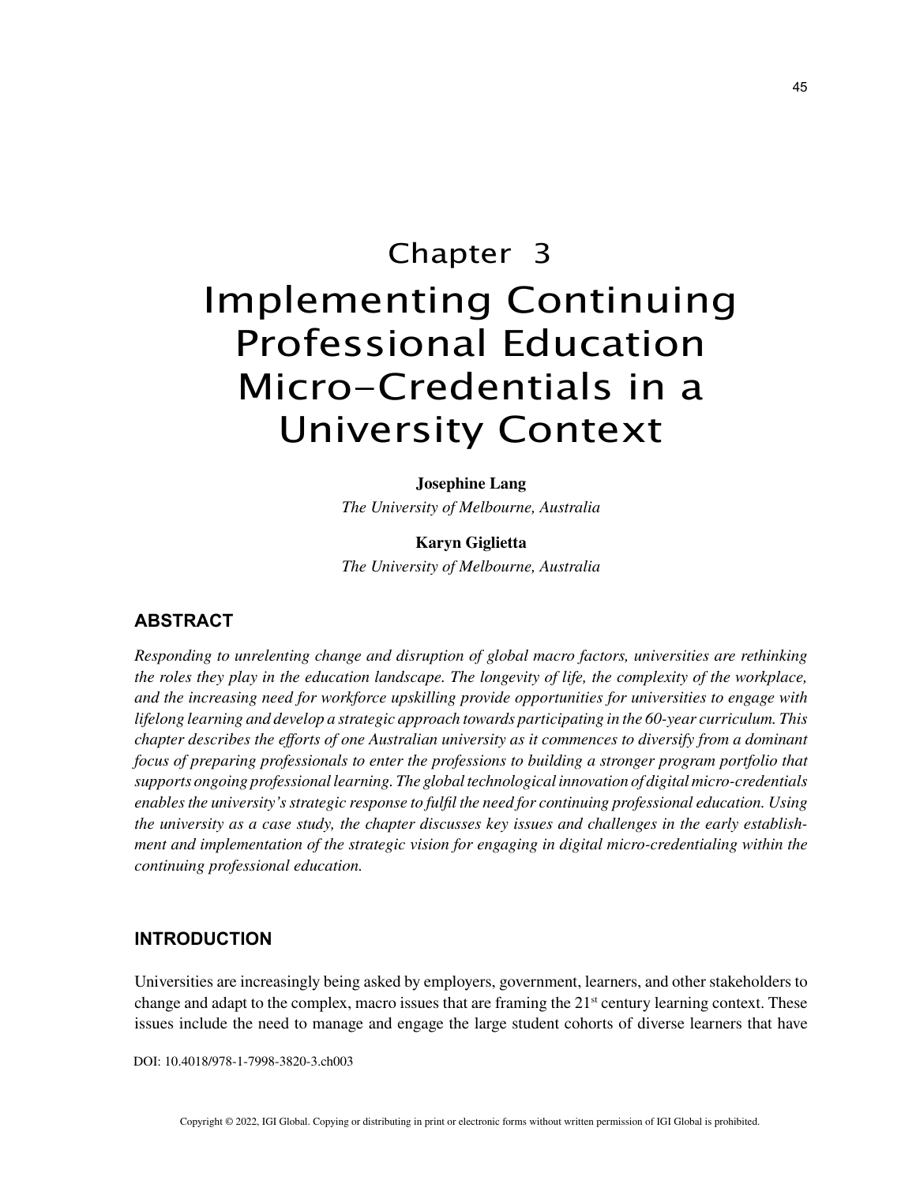# Chapter 3
# Implementing Continuing Professional Education Micro-Credentials in a University Context

**Josephine Lang**
*The University of Melbourne, Australia*

**Karyn Giglietta**
*The University of Melbourne, Australia*

## ABSTRACT

*Responding to unrelenting change and disruption of global macro factors, universities are rethinking the roles they play in the education landscape. The longevity of life, the complexity of the workplace, and the increasing need for workforce upskilling provide opportunities for universities to engage with lifelong learning and develop a strategic approach towards participating in the 60-year curriculum. This chapter describes the efforts of one Australian university as it commences to diversify from a dominant focus of preparing professionals to enter the professions to building a stronger program portfolio that supports ongoing professional learning. The global technological innovation of digital micro-credentials enables the university's strategic response to fulfil the need for continuing professional education. Using the university as a case study, the chapter discusses key issues and challenges in the early establishment and implementation of the strategic vision for engaging in digital micro-credentialing within the continuing professional education.*

## INTRODUCTION

Universities are increasingly being asked by employers, government, learners, and other stakeholders to change and adapt to the complex, macro issues that are framing the 21st century learning context. These issues include the need to manage and engage the large student cohorts of diverse learners that have

DOI: 10.4018/978-1-7998-3820-3.ch003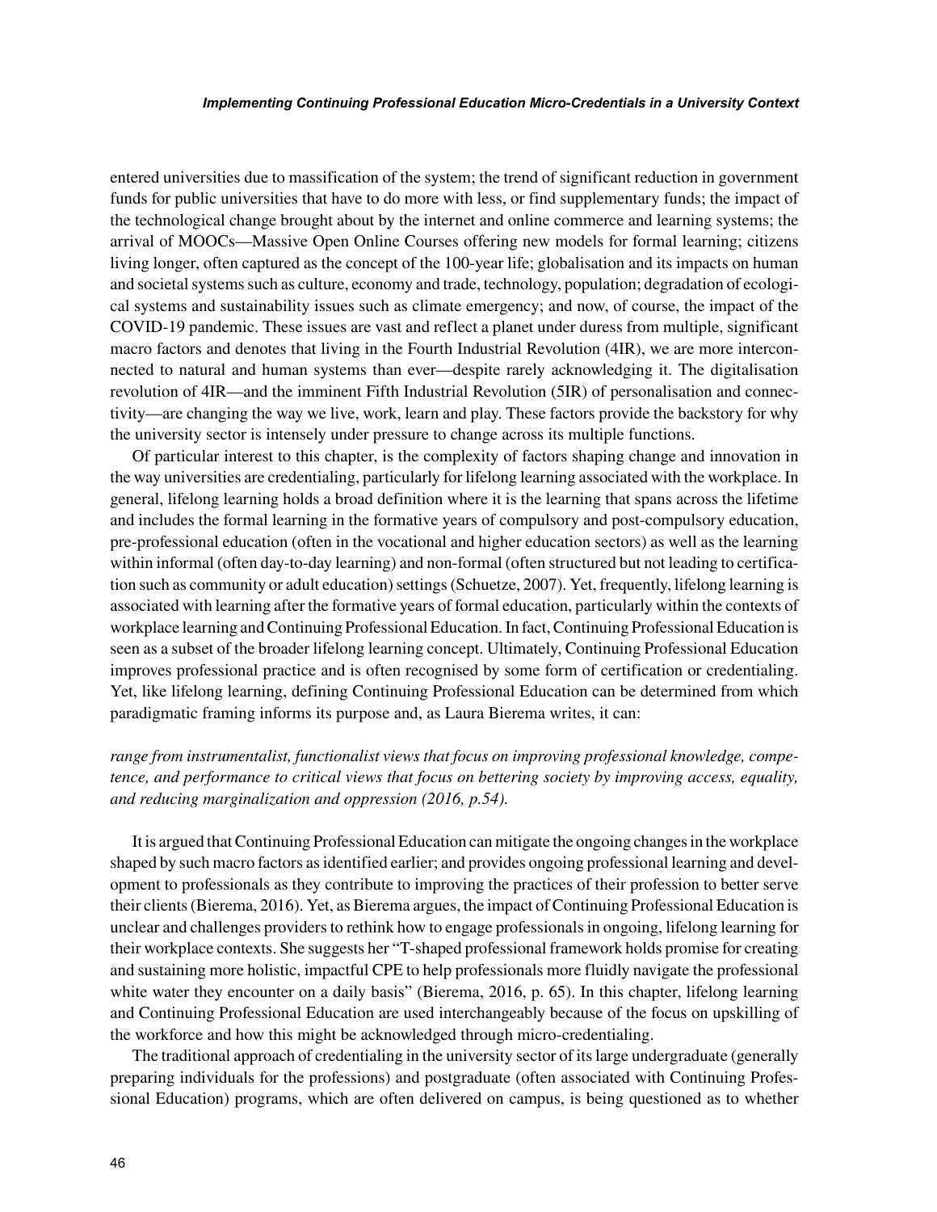entered universities due to massification of the system; the trend of significant reduction in government funds for public universities that have to do more with less, or find supplementary funds; the impact of the technological change brought about by the internet and online commerce and learning systems; the arrival of MOOCs—Massive Open Online Courses offering new models for formal learning; citizens living longer, often captured as the concept of the 100-year life; globalisation and its impacts on human and societal systems such as culture, economy and trade, technology, population; degradation of ecological systems and sustainability issues such as climate emergency; and now, of course, the impact of the COVID-19 pandemic. These issues are vast and reflect a planet under duress from multiple, significant macro factors and denotes that living in the Fourth Industrial Revolution (4IR), we are more interconnected to natural and human systems than ever—despite rarely acknowledging it. The digitalisation revolution of 4IR—and the imminent Fifth Industrial Revolution (5IR) of personalisation and connectivity—are changing the way we live, work, learn and play. These factors provide the backstory for why the university sector is intensely under pressure to change across its multiple functions.

Of particular interest to this chapter, is the complexity of factors shaping change and innovation in the way universities are credentialing, particularly for lifelong learning associated with the workplace. In general, lifelong learning holds a broad definition where it is the learning that spans across the lifetime and includes the formal learning in the formative years of compulsory and post-compulsory education, pre-professional education (often in the vocational and higher education sectors) as well as the learning within informal (often day-to-day learning) and non-formal (often structured but not leading to certification such as community or adult education) settings (Schuetze, 2007). Yet, frequently, lifelong learning is associated with learning after the formative years of formal education, particularly within the contexts of workplace learning and Continuing Professional Education. In fact, Continuing Professional Education is seen as a subset of the broader lifelong learning concept. Ultimately, Continuing Professional Education improves professional practice and is often recognised by some form of certification or credentialing. Yet, like lifelong learning, defining Continuing Professional Education can be determined from which paradigmatic framing informs its purpose and, as Laura Bierema writes, it can:

*range from instrumentalist, functionalist views that focus on improving professional knowledge, competence, and performance to critical views that focus on bettering society by improving access, equality, and reducing marginalization and oppression (2016, p.54).*

It is argued that Continuing Professional Education can mitigate the ongoing changes in the workplace shaped by such macro factors as identified earlier; and provides ongoing professional learning and development to professionals as they contribute to improving the practices of their profession to better serve their clients (Bierema, 2016). Yet, as Bierema argues, the impact of Continuing Professional Education is unclear and challenges providers to rethink how to engage professionals in ongoing, lifelong learning for their workplace contexts. She suggests her "T-shaped professional framework holds promise for creating and sustaining more holistic, impactful CPE to help professionals more fluidly navigate the professional white water they encounter on a daily basis" (Bierema, 2016, p. 65). In this chapter, lifelong learning and Continuing Professional Education are used interchangeably because of the focus on upskilling of the workforce and how this might be acknowledged through micro-credentialing.

The traditional approach of credentialing in the university sector of its large undergraduate (generally preparing individuals for the professions) and postgraduate (often associated with Continuing Professional Education) programs, which are often delivered on campus, is being questioned as to whether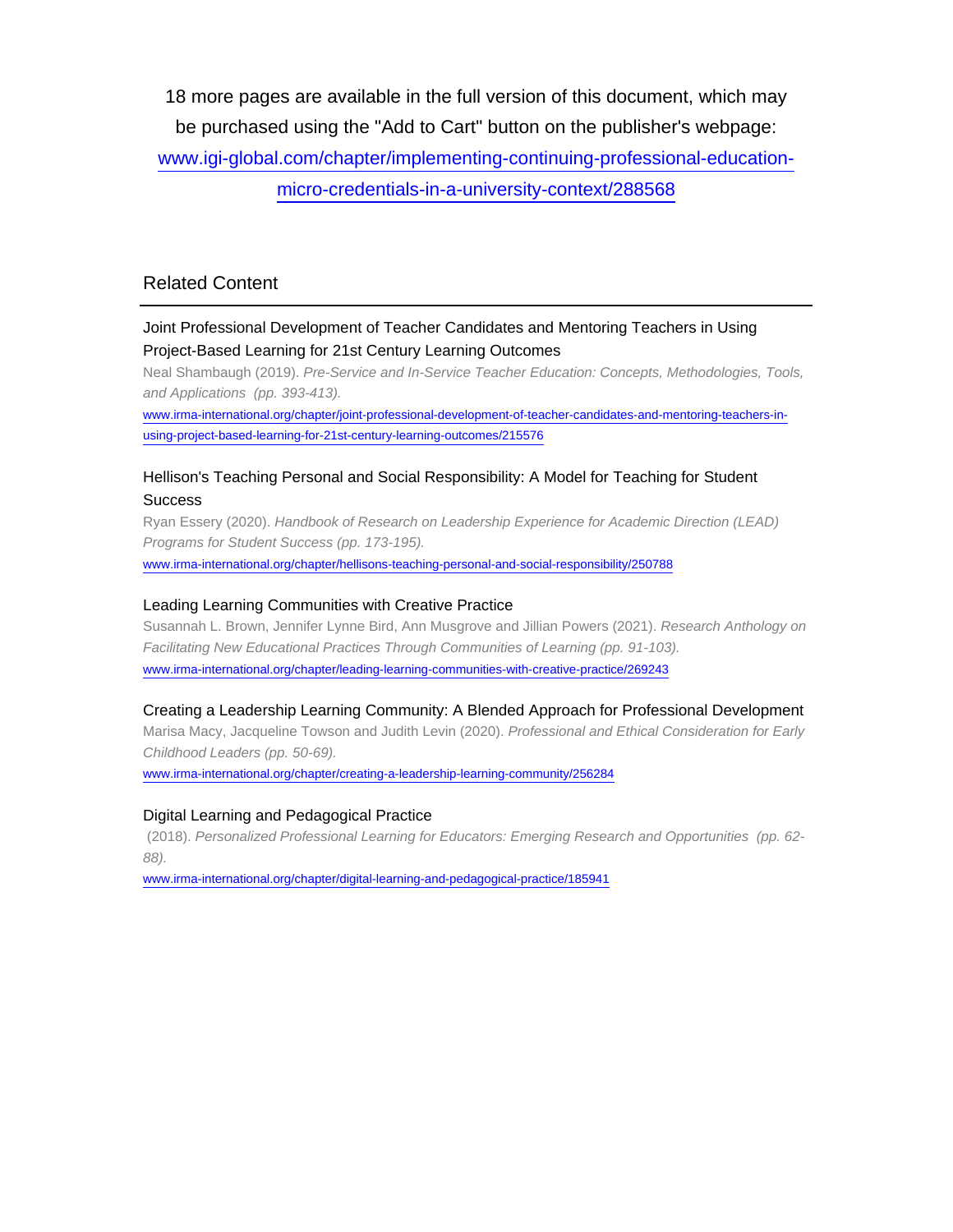18 more pages are available in the full version of this document, which may be purchased using the "Add to Cart" button on the publisher's webpage: [www.igi-global.com/chapter/implementing-continuing-professional-education-micro-credentials-in-a-university-context/288568](www.igi-global.com/chapter/implementing-continuing-professional-education-micro-credentials-in-a-university-context/288568)

## Related Content

### Joint Professional Development of Teacher Candidates and Mentoring Teachers in Using Project-Based Learning for 21st Century Learning Outcomes

Neal Shambaugh (2019). *Pre-Service and In-Service Teacher Education: Concepts, Methodologies, Tools, and Applications (pp. 393-413).*

[www.irma-international.org/chapter/joint-professional-development-of-teacher-candidates-and-mentoring-teachers-in-using-project-based-learning-for-21st-century-learning-outcomes/215576](www.irma-international.org/chapter/joint-professional-development-of-teacher-candidates-and-mentoring-teachers-in-using-project-based-learning-for-21st-century-learning-outcomes/215576)

### Hellison's Teaching Personal and Social Responsibility: A Model for Teaching for Student Success

Ryan Essery (2020). *Handbook of Research on Leadership Experience for Academic Direction (LEAD) Programs for Student Success (pp. 173-195).*

[www.irma-international.org/chapter/hellisons-teaching-personal-and-social-responsibility/250788](www.irma-international.org/chapter/hellisons-teaching-personal-and-social-responsibility/250788)

### Leading Learning Communities with Creative Practice

Susannah L. Brown, Jennifer Lynne Bird, Ann Musgrove and Jillian Powers (2021). *Research Anthology on Facilitating New Educational Practices Through Communities of Learning (pp. 91-103).*

[www.irma-international.org/chapter/leading-learning-communities-with-creative-practice/269243](www.irma-international.org/chapter/leading-learning-communities-with-creative-practice/269243)

### Creating a Leadership Learning Community: A Blended Approach for Professional Development

Marisa Macy, Jacqueline Towson and Judith Levin (2020). *Professional and Ethical Consideration for Early Childhood Leaders (pp. 50-69).*

[www.irma-international.org/chapter/creating-a-leadership-learning-community/256284](www.irma-international.org/chapter/creating-a-leadership-learning-community/256284)

### Digital Learning and Pedagogical Practice

(2018). *Personalized Professional Learning for Educators: Emerging Research and Opportunities (pp. 62-88).*

[www.irma-international.org/chapter/digital-learning-and-pedagogical-practice/185941](www.irma-international.org/chapter/digital-learning-and-pedagogical-practice/185941)